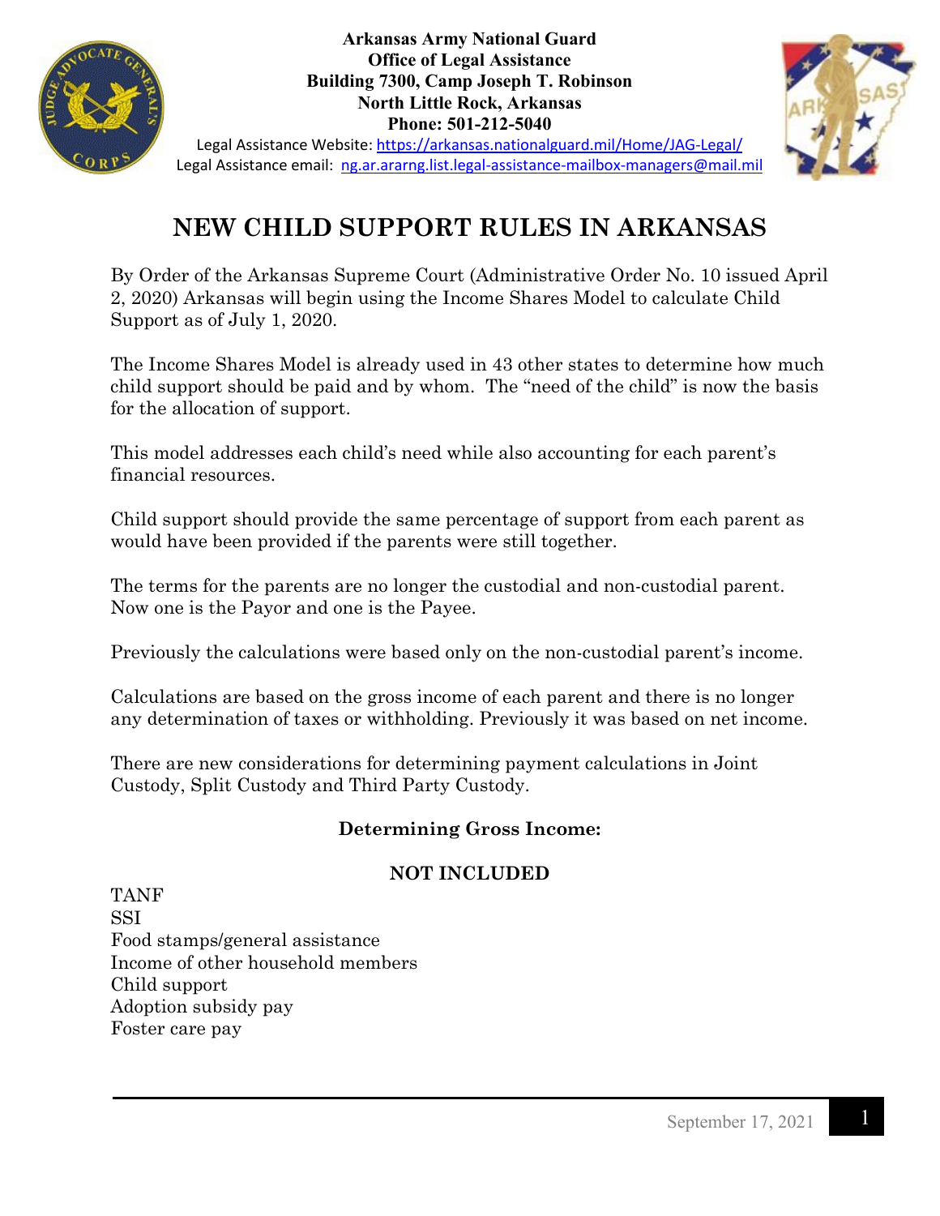**Arkansas Army National Guard**
**Office of Legal Assistance**
**Building 7300, Camp Joseph T. Robinson**
**North Little Rock, Arkansas**
**Phone: 501-212-5040**

Legal Assistance Website: https://arkansas.nationalguard.mil/Home/JAG-Legal/
Legal Assistance email: ng.ar.ararng.list.legal-assistance-mailbox-managers@mail.mil

# NEW CHILD SUPPORT RULES IN ARKANSAS

By Order of the Arkansas Supreme Court (Administrative Order No. 10 issued April 2, 2020) Arkansas will begin using the Income Shares Model to calculate Child Support as of July 1, 2020.

The Income Shares Model is already used in 43 other states to determine how much child support should be paid and by whom. The "need of the child" is now the basis for the allocation of support.

This model addresses each child's need while also accounting for each parent's financial resources.

Child support should provide the same percentage of support from each parent as would have been provided if the parents were still together.

The terms for the parents are no longer the custodial and non-custodial parent. Now one is the Payor and one is the Payee.

Previously the calculations were based only on the non-custodial parent's income.

Calculations are based on the gross income of each parent and there is no longer any determination of taxes or withholding. Previously it was based on net income.

There are new considerations for determining payment calculations in Joint Custody, Split Custody and Third Party Custody.

### Determining Gross Income:

### NOT INCLUDED

TANF
SSI
Food stamps/general assistance
Income of other household members
Child support
Adoption subsidy pay
Foster care pay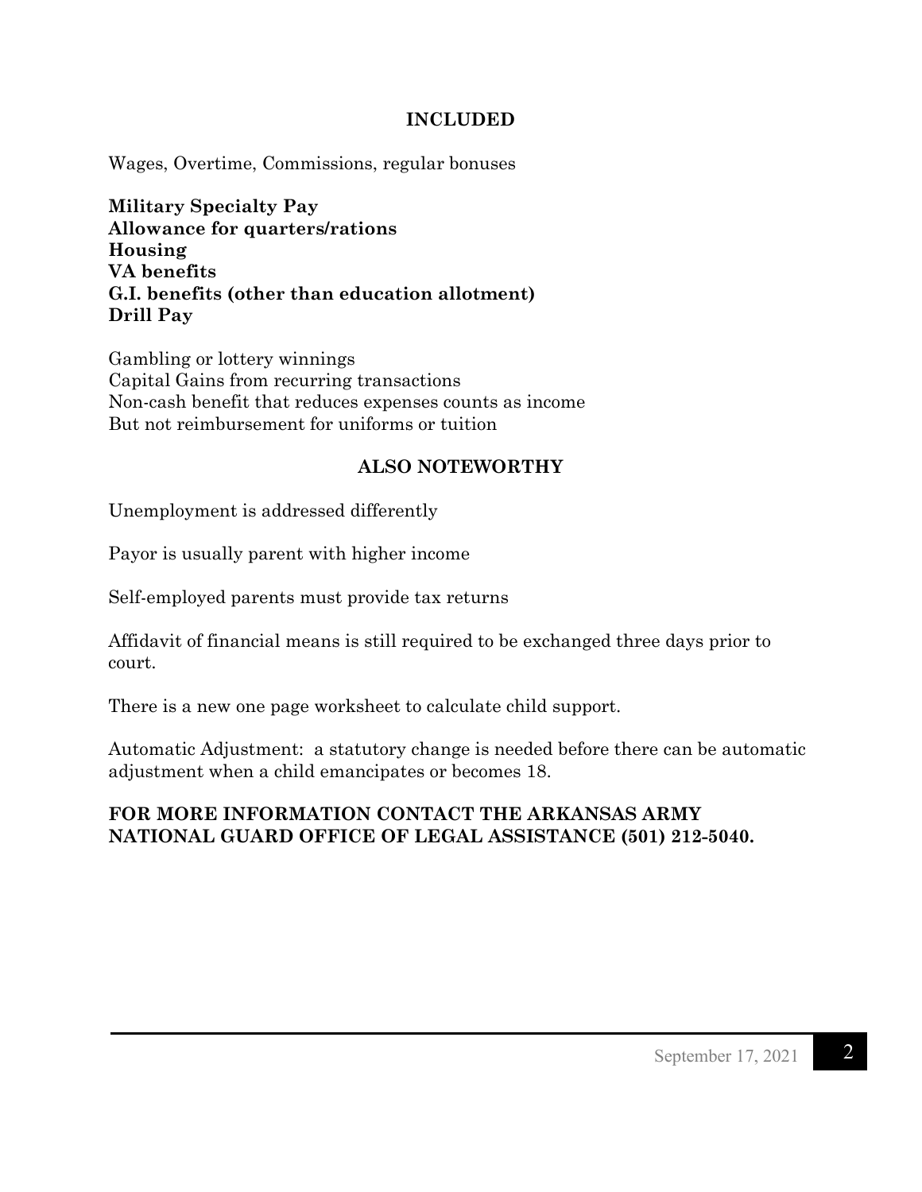## INCLUDED

Wages, Overtime, Commissions, regular bonuses

**Military Specialty Pay**
**Allowance for quarters/rations**
**Housing**
**VA benefits**
**G.I. benefits (other than education allotment)**
**Drill Pay**

Gambling or lottery winnings
Capital Gains from recurring transactions
Non-cash benefit that reduces expenses counts as income
But not reimbursement for uniforms or tuition

## ALSO NOTEWORTHY

Unemployment is addressed differently

Payor is usually parent with higher income

Self-employed parents must provide tax returns

Affidavit of financial means is still required to be exchanged three days prior to court.

There is a new one page worksheet to calculate child support.

Automatic Adjustment: a statutory change is needed before there can be automatic adjustment when a child emancipates or becomes 18.

**FOR MORE INFORMATION CONTACT THE ARKANSAS ARMY NATIONAL GUARD OFFICE OF LEGAL ASSISTANCE (501) 212-5040.**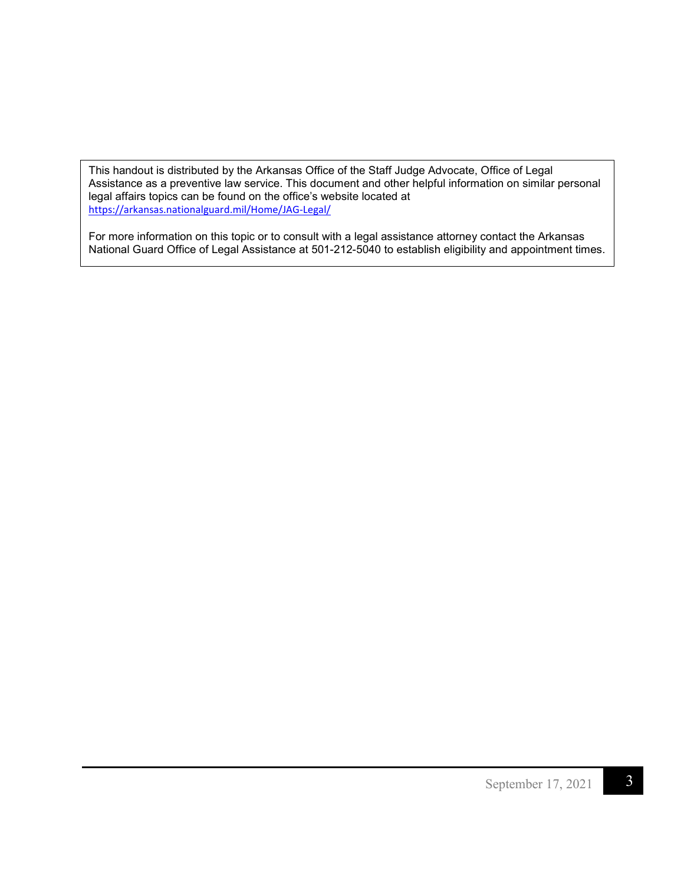This handout is distributed by the Arkansas Office of the Staff Judge Advocate, Office of Legal Assistance as a preventive law service. This document and other helpful information on similar personal legal affairs topics can be found on the office's website located at https://arkansas.nationalguard.mil/Home/JAG-Legal/

For more information on this topic or to consult with a legal assistance attorney contact the Arkansas National Guard Office of Legal Assistance at 501-212-5040 to establish eligibility and appointment times.